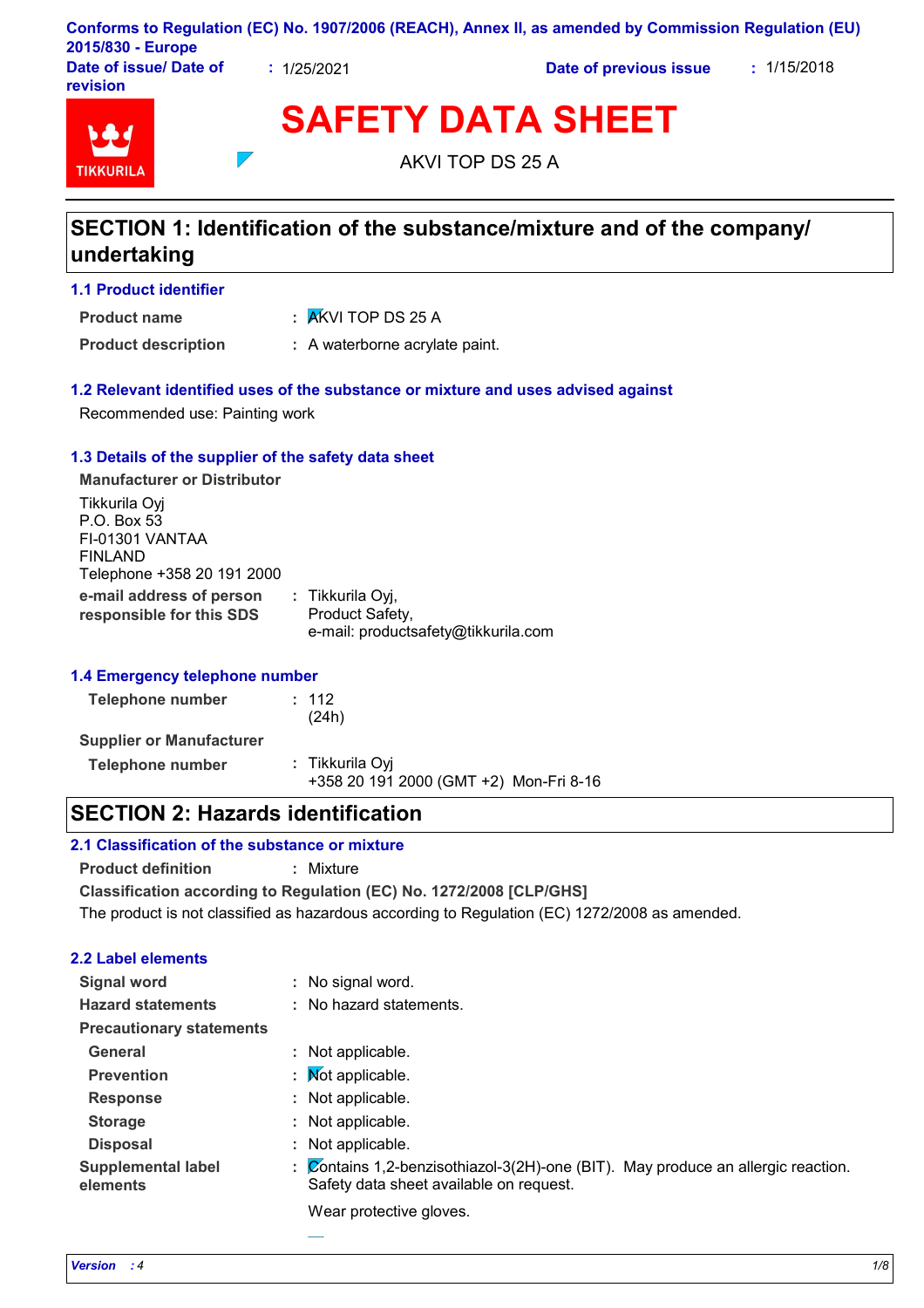Conforms to Regulation (EC) No. 1907/2006 (REACH), Annex II, as amended by Commission Regulation (EU) 2015/830 - Europe

**Date of issue/ Date of revision** : 1/25/2021 **Date of previous issue** : 1/15/2018

# SAFETY DATA SHEET

AKVI TOP DS 25 A

## SECTION 1: Identification of the substance/mixture and of the company/undertaking

### 1.1 Product identifier

**Product name** : AKVI TOP DS 25 A

**Product description** : A waterborne acrylate paint.

### 1.2 Relevant identified uses of the substance or mixture and uses advised against

Recommended use: Painting work

### 1.3 Details of the supplier of the safety data sheet

**Manufacturer or Distributor**

Tikkurila Oyj
P.O. Box 53
FI-01301 VANTAA
FINLAND
Telephone +358 20 191 2000

**e-mail address of person responsible for this SDS** : Tikkurila Oyj,
Product Safety,
e-mail: productsafety@tikkurila.com

### 1.4 Emergency telephone number

**Telephone number** : 112
(24h)

**Supplier or Manufacturer**

**Telephone number** : Tikkurila Oyj
+358 20 191 2000 (GMT +2) Mon-Fri 8-16

## SECTION 2: Hazards identification

### 2.1 Classification of the substance or mixture

**Product definition** : Mixture

**Classification according to Regulation (EC) No. 1272/2008 [CLP/GHS]**

The product is not classified as hazardous according to Regulation (EC) 1272/2008 as amended.

### 2.2 Label elements

**Signal word** : No signal word.

**Hazard statements** : No hazard statements.

**Precautionary statements**

**General** : Not applicable.

**Prevention** : Not applicable.

**Response** : Not applicable.

**Storage** : Not applicable.

**Disposal** : Not applicable.

**Supplemental label elements** : Contains 1,2-benzisothiazol-3(2H)-one (BIT). May produce an allergic reaction. Safety data sheet available on request.

Wear protective gloves.

*Version : 4*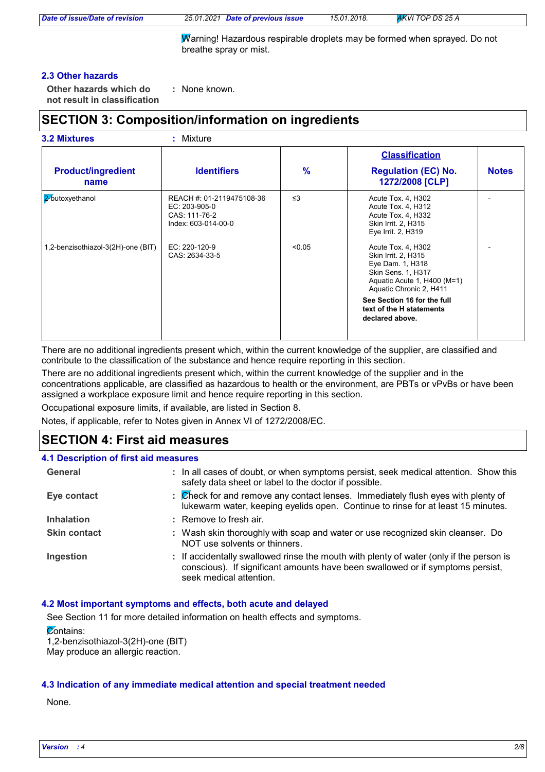Warning! Hazardous respirable droplets may be formed when sprayed. Do not breathe spray or mist.

### 2.3 Other hazards

**Other hazards which do not result in classification** : None known.

## SECTION 3: Composition/information on ingredients

### 3.2 Mixtures : Mixture

| Product/ingredient name | Identifiers | % | Classification Regulation (EC) No. 1272/2008 [CLP] | Notes |
|---|---|---|---|---|
| 2-butoxyethanol | REACH #: 01-2119475108-36<br>EC: 203-905-0<br>CAS: 111-76-2<br>Index: 603-014-00-0 | ≤3 | Acute Tox. 4, H302<br>Acute Tox. 4, H312<br>Acute Tox. 4, H332<br>Skin Irrit. 2, H315<br>Eye Irrit. 2, H319 | - |
| 1,2-benzisothiazol-3(2H)-one (BIT) | EC: 220-120-9<br>CAS: 2634-33-5 | <0.05 | Acute Tox. 4, H302<br>Skin Irrit. 2, H315<br>Eye Dam. 1, H318<br>Skin Sens. 1, H317<br>Aquatic Acute 1, H400 (M=1)<br>Aquatic Chronic 2, H411<br>**See Section 16 for the full text of the H statements declared above.** | - |

There are no additional ingredients present which, within the current knowledge of the supplier, are classified and contribute to the classification of the substance and hence require reporting in this section.

There are no additional ingredients present which, within the current knowledge of the supplier and in the concentrations applicable, are classified as hazardous to health or the environment, are PBTs or vPvBs or have been assigned a workplace exposure limit and hence require reporting in this section.

Occupational exposure limits, if available, are listed in Section 8.

Notes, if applicable, refer to Notes given in Annex VI of 1272/2008/EC.

## SECTION 4: First aid measures

### 4.1 Description of first aid measures

**General** : In all cases of doubt, or when symptoms persist, seek medical attention. Show this safety data sheet or label to the doctor if possible.

**Eye contact** : Check for and remove any contact lenses. Immediately flush eyes with plenty of lukewarm water, keeping eyelids open. Continue to rinse for at least 15 minutes.

**Inhalation** : Remove to fresh air.

**Skin contact** : Wash skin thoroughly with soap and water or use recognized skin cleanser. Do NOT use solvents or thinners.

**Ingestion** : If accidentally swallowed rinse the mouth with plenty of water (only if the person is conscious). If significant amounts have been swallowed or if symptoms persist, seek medical attention.

### 4.2 Most important symptoms and effects, both acute and delayed

See Section 11 for more detailed information on health effects and symptoms.

Contains:
1,2-benzisothiazol-3(2H)-one (BIT)
May produce an allergic reaction.

### 4.3 Indication of any immediate medical attention and special treatment needed

None.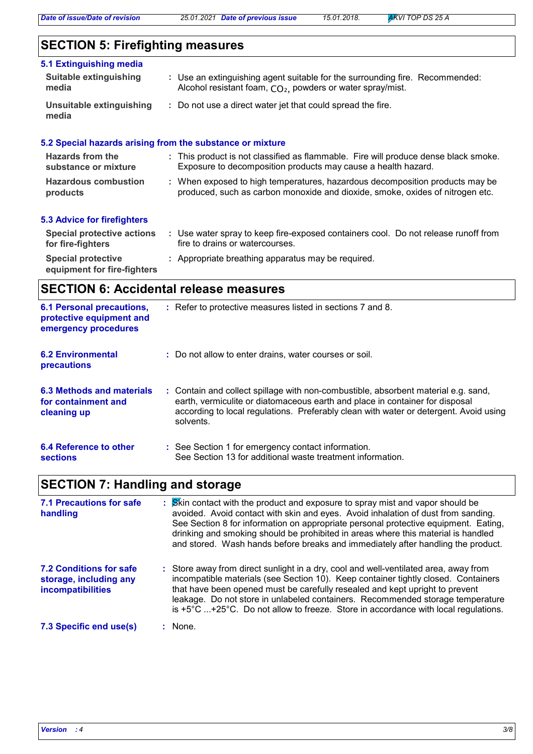## SECTION 5: Firefighting measures

### 5.1 Extinguishing media

**Suitable extinguishing media** : Use an extinguishing agent suitable for the surrounding fire. Recommended: Alcohol resistant foam, $CO_2$, powders or water spray/mist.

**Unsuitable extinguishing media** : Do not use a direct water jet that could spread the fire.

### 5.2 Special hazards arising from the substance or mixture

**Hazards from the substance or mixture** : This product is not classified as flammable. Fire will produce dense black smoke. Exposure to decomposition products may cause a health hazard.

**Hazardous combustion products** : When exposed to high temperatures, hazardous decomposition products may be produced, such as carbon monoxide and dioxide, smoke, oxides of nitrogen etc.

### 5.3 Advice for firefighters

**Special protective actions for fire-fighters** : Use water spray to keep fire-exposed containers cool. Do not release runoff from fire to drains or watercourses.

**Special protective equipment for fire-fighters** : Appropriate breathing apparatus may be required.

## SECTION 6: Accidental release measures

**6.1 Personal precautions, protective equipment and emergency procedures** : Refer to protective measures listed in sections 7 and 8.

**6.2 Environmental precautions** : Do not allow to enter drains, water courses or soil.

**6.3 Methods and materials for containment and cleaning up** : Contain and collect spillage with non-combustible, absorbent material e.g. sand, earth, vermiculite or diatomaceous earth and place in container for disposal according to local regulations. Preferably clean with water or detergent. Avoid using solvents.

**6.4 Reference to other sections** : See Section 1 for emergency contact information.
See Section 13 for additional waste treatment information.

## SECTION 7: Handling and storage

**7.1 Precautions for safe handling** : Skin contact with the product and exposure to spray mist and vapor should be avoided. Avoid contact with skin and eyes. Avoid inhalation of dust from sanding. See Section 8 for information on appropriate personal protective equipment. Eating, drinking and smoking should be prohibited in areas where this material is handled and stored. Wash hands before breaks and immediately after handling the product.

**7.2 Conditions for safe storage, including any incompatibilities** : Store away from direct sunlight in a dry, cool and well-ventilated area, away from incompatible materials (see Section 10). Keep container tightly closed. Containers that have been opened must be carefully resealed and kept upright to prevent leakage. Do not store in unlabeled containers. Recommended storage temperature is +5°C ...+25°C. Do not allow to freeze. Store in accordance with local regulations.

**7.3 Specific end use(s)** : None.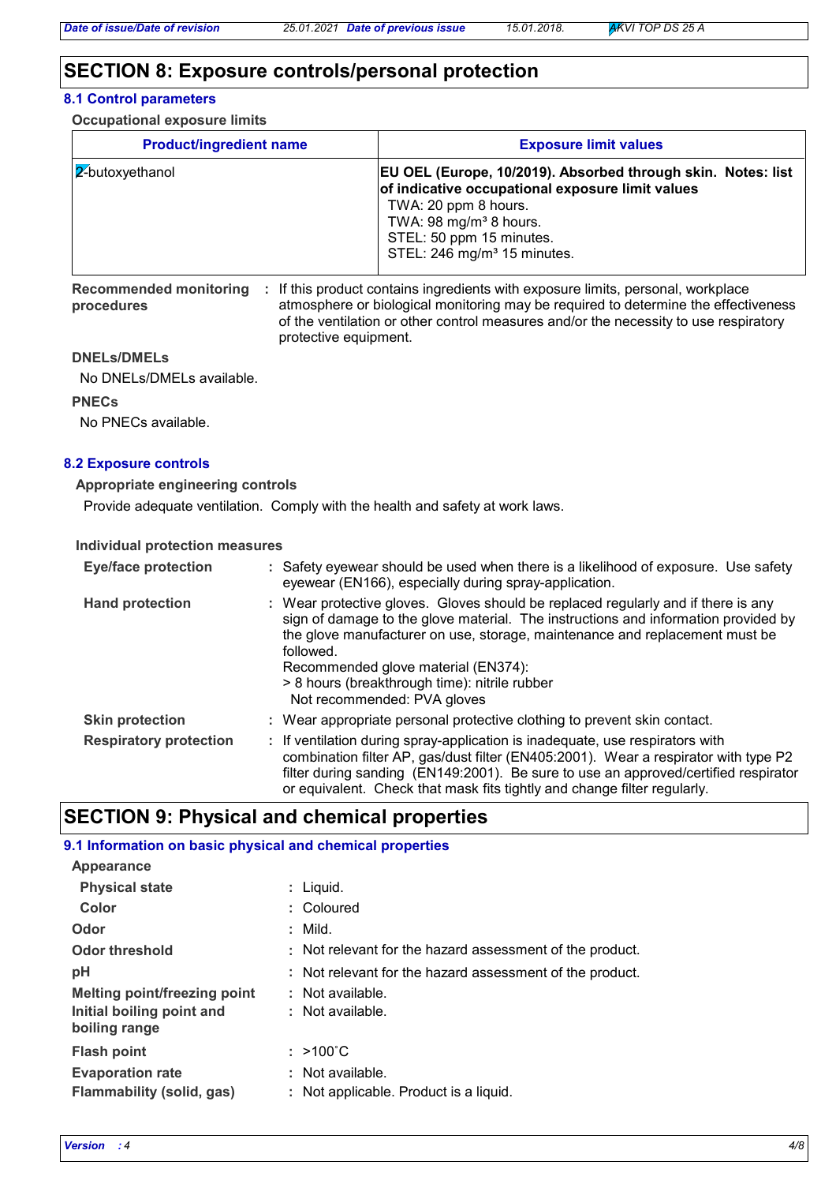## SECTION 8: Exposure controls/personal protection

### 8.1 Control parameters

**Occupational exposure limits**

| Product/ingredient name | Exposure limit values |
|---|---|
| 2-butoxyethanol | **EU OEL (Europe, 10/2019). Absorbed through skin. Notes: list of indicative occupational exposure limit values**<br>TWA: 20 ppm 8 hours.<br>TWA: 98 mg/m³ 8 hours.<br>STEL: 50 ppm 15 minutes.<br>STEL: 246 mg/m³ 15 minutes. |

**Recommended monitoring procedures** : If this product contains ingredients with exposure limits, personal, workplace atmosphere or biological monitoring may be required to determine the effectiveness of the ventilation or other control measures and/or the necessity to use respiratory protective equipment.

**DNELs/DMELs**

No DNELs/DMELs available.

**PNECs**

No PNECs available.

### 8.2 Exposure controls

**Appropriate engineering controls**

Provide adequate ventilation. Comply with the health and safety at work laws.

**Individual protection measures**

**Eye/face protection** : Safety eyewear should be used when there is a likelihood of exposure. Use safety eyewear (EN166), especially during spray-application.

**Hand protection** : Wear protective gloves. Gloves should be replaced regularly and if there is any sign of damage to the glove material. The instructions and information provided by the glove manufacturer on use, storage, maintenance and replacement must be followed.
Recommended glove material (EN374):
> 8 hours (breakthrough time): nitrile rubber
Not recommended: PVA gloves

**Skin protection** : Wear appropriate personal protective clothing to prevent skin contact.

**Respiratory protection** : If ventilation during spray-application is inadequate, use respirators with combination filter AP, gas/dust filter (EN405:2001). Wear a respirator with type P2 filter during sanding (EN149:2001). Be sure to use an approved/certified respirator or equivalent. Check that mask fits tightly and change filter regularly.

## SECTION 9: Physical and chemical properties

### 9.1 Information on basic physical and chemical properties

**Appearance**

**Physical state** : Liquid.

**Color** : Coloured

**Odor** : Mild.

**Odor threshold** : Not relevant for the hazard assessment of the product.

**pH** : Not relevant for the hazard assessment of the product.

**Melting point/freezing point** : Not available.

**Initial boiling point and boiling range** : Not available.

**Flash point** : >100˚C

**Evaporation rate** : Not available.

**Flammability (solid, gas)** : Not applicable. Product is a liquid.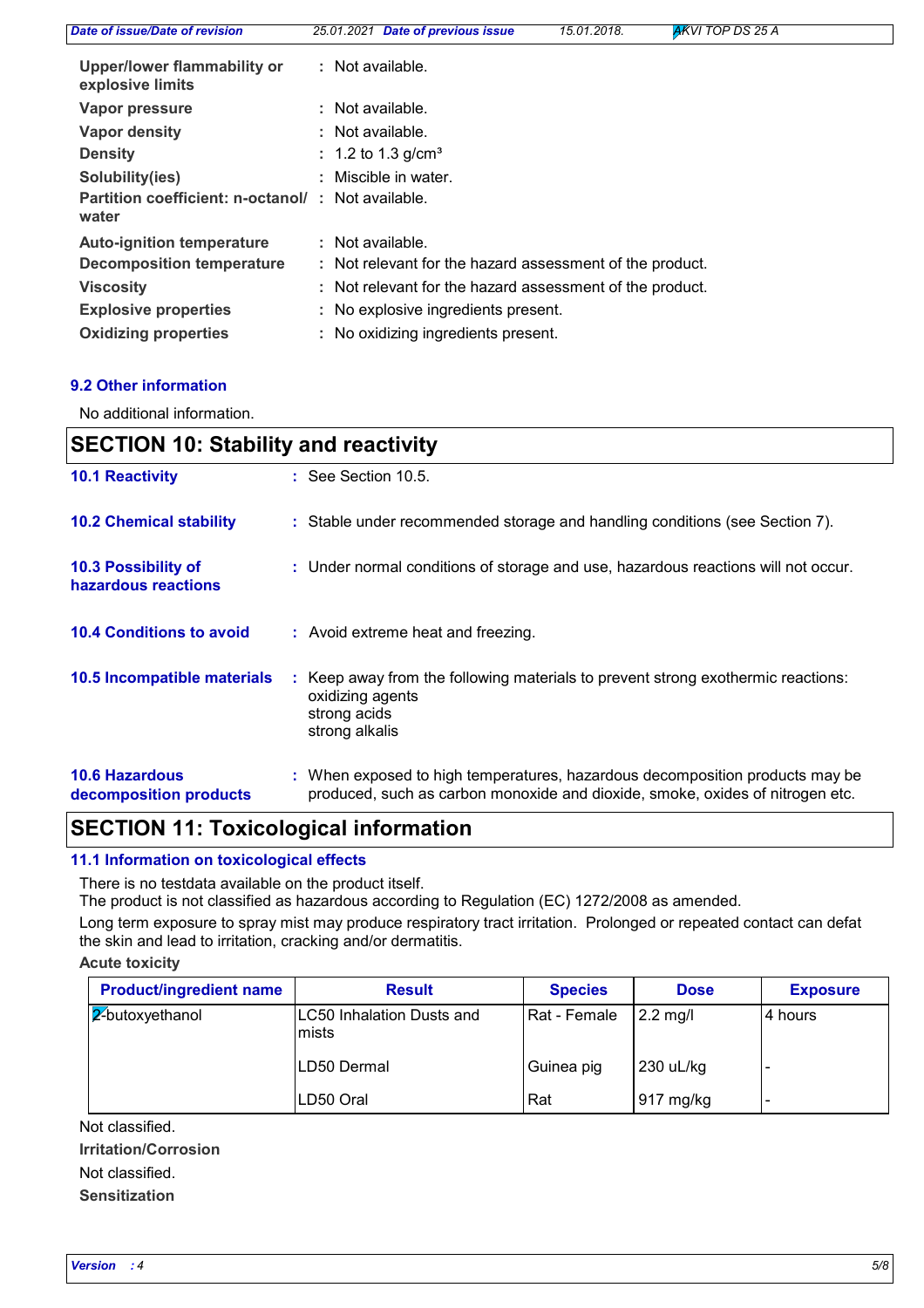| | | |
|---|---|---|
| **Upper/lower flammability or explosive limits** | : | Not available. |
| **Vapor pressure** | : | Not available. |
| **Vapor density** | : | Not available. |
| **Density** | : | 1.2 to 1.3 g/cm³ |
| **Solubility(ies)** | : | Miscible in water. |
| **Partition coefficient: n-octanol/ water** | : | Not available. |
| **Auto-ignition temperature** | : | Not available. |
| **Decomposition temperature** | : | Not relevant for the hazard assessment of the product. |
| **Viscosity** | : | Not relevant for the hazard assessment of the product. |
| **Explosive properties** | : | No explosive ingredients present. |
| **Oxidizing properties** | : | No oxidizing ingredients present. |

### 9.2 Other information

No additional information.

## SECTION 10: Stability and reactivity

**10.1 Reactivity** : See Section 10.5.

**10.2 Chemical stability** : Stable under recommended storage and handling conditions (see Section 7).

**10.3 Possibility of hazardous reactions** : Under normal conditions of storage and use, hazardous reactions will not occur.

**10.4 Conditions to avoid** : Avoid extreme heat and freezing.

**10.5 Incompatible materials** : Keep away from the following materials to prevent strong exothermic reactions:
oxidizing agents
strong acids
strong alkalis

**10.6 Hazardous decomposition products** : When exposed to high temperatures, hazardous decomposition products may be produced, such as carbon monoxide and dioxide, smoke, oxides of nitrogen etc.

## SECTION 11: Toxicological information

### 11.1 Information on toxicological effects

There is no testdata available on the product itself.
The product is not classified as hazardous according to Regulation (EC) 1272/2008 as amended.
Long term exposure to spray mist may produce respiratory tract irritation. Prolonged or repeated contact can defat the skin and lead to irritation, cracking and/or dermatitis.

**Acute toxicity**

| Product/ingredient name | Result | Species | Dose | Exposure |
|---|---|---|---|---|
| 2-butoxyethanol | LC50 Inhalation Dusts and mists | Rat - Female | 2.2 mg/l | 4 hours |
| | LD50 Dermal | Guinea pig | 230 uL/kg | - |
| | LD50 Oral | Rat | 917 mg/kg | - |

Not classified.

**Irritation/Corrosion**

Not classified.

**Sensitization**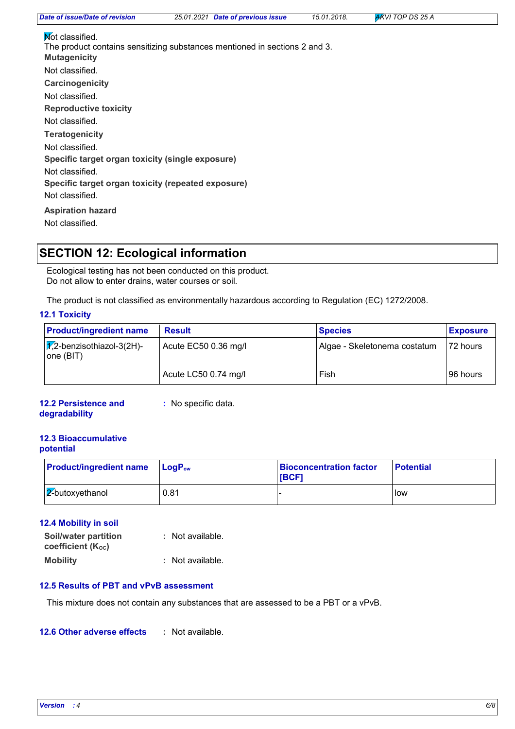Not classified.
The product contains sensitizing substances mentioned in sections 2 and 3.

**Mutagenicity**

Not classified.

**Carcinogenicity**

Not classified.

**Reproductive toxicity**

Not classified.

**Teratogenicity**

Not classified.

**Specific target organ toxicity (single exposure)**

Not classified.

**Specific target organ toxicity (repeated exposure)**

Not classified.

**Aspiration hazard**

Not classified.

## SECTION 12: Ecological information

Ecological testing has not been conducted on this product.
Do not allow to enter drains, water courses or soil.

The product is not classified as environmentally hazardous according to Regulation (EC) 1272/2008.

### 12.1 Toxicity

| Product/ingredient name | Result | Species | Exposure |
|---|---|---|---|
| 1,2-benzisothiazol-3(2H)-one (BIT) | Acute EC50 0.36 mg/l | Algae - Skeletonema costatum | 72 hours |
| | Acute LC50 0.74 mg/l | Fish | 96 hours |

### 12.2 Persistence and degradability

: No specific data.

### 12.3 Bioaccumulative potential

| Product/ingredient name | $LogP_{ow}$ | Bioconcentration factor [BCF] | Potential |
|---|---|---|---|
| 2-butoxyethanol | 0.81 | - | low |

### 12.4 Mobility in soil

**Soil/water partition coefficient ($K_{OC}$)** : Not available.

**Mobility** : Not available.

### 12.5 Results of PBT and vPvB assessment

This mixture does not contain any substances that are assessed to be a PBT or a vPvB.

### 12.6 Other adverse effects

: Not available.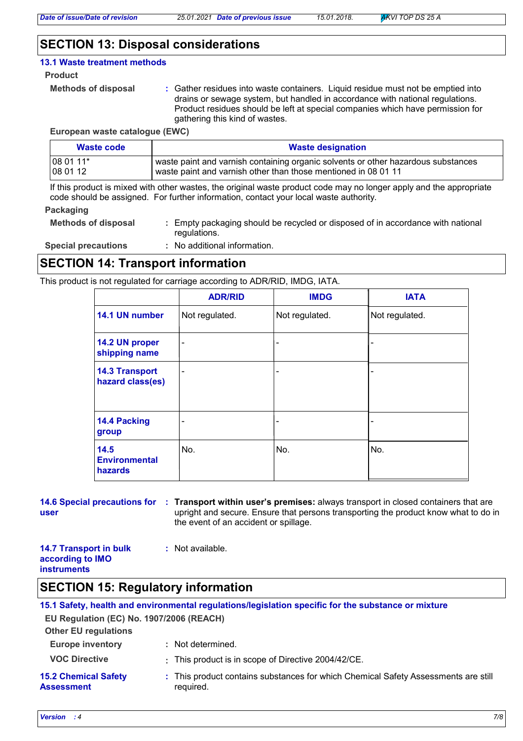## SECTION 13: Disposal considerations

### 13.1 Waste treatment methods

**Product**

**Methods of disposal** : Gather residues into waste containers. Liquid residue must not be emptied into drains or sewage system, but handled in accordance with national regulations. Product residues should be left at special companies which have permission for gathering this kind of wastes.

**European waste catalogue (EWC)**

| Waste code | Waste designation |
|---|---|
| 08 01 11* | waste paint and varnish containing organic solvents or other hazardous substances |
| 08 01 12 | waste paint and varnish other than those mentioned in 08 01 11 |

If this product is mixed with other wastes, the original waste product code may no longer apply and the appropriate code should be assigned. For further information, contact your local waste authority.

**Packaging**

**Methods of disposal** : Empty packaging should be recycled or disposed of in accordance with national regulations.

**Special precautions** : No additional information.

## SECTION 14: Transport information

This product is not regulated for carriage according to ADR/RID, IMDG, IATA.

| | ADR/RID | IMDG | IATA |
|---|---|---|---|
| **14.1 UN number** | Not regulated. | Not regulated. | Not regulated. |
| **14.2 UN proper shipping name** | - | - | - |
| **14.3 Transport hazard class(es)** | - | - | - |
| **14.4 Packing group** | - | - | - |
| **14.5 Environmental hazards** | No. | No. | No. |

**14.6 Special precautions for user** : **Transport within user's premises:** always transport in closed containers that are upright and secure. Ensure that persons transporting the product know what to do in the event of an accident or spillage.

**14.7 Transport in bulk according to IMO instruments** : Not available.

## SECTION 15: Regulatory information

### 15.1 Safety, health and environmental regulations/legislation specific for the substance or mixture

**EU Regulation (EC) No. 1907/2006 (REACH)**

**Other EU regulations**

**Europe inventory** : Not determined.

**VOC Directive** : This product is in scope of Directive 2004/42/CE.

**15.2 Chemical Safety Assessment** : This product contains substances for which Chemical Safety Assessments are still required.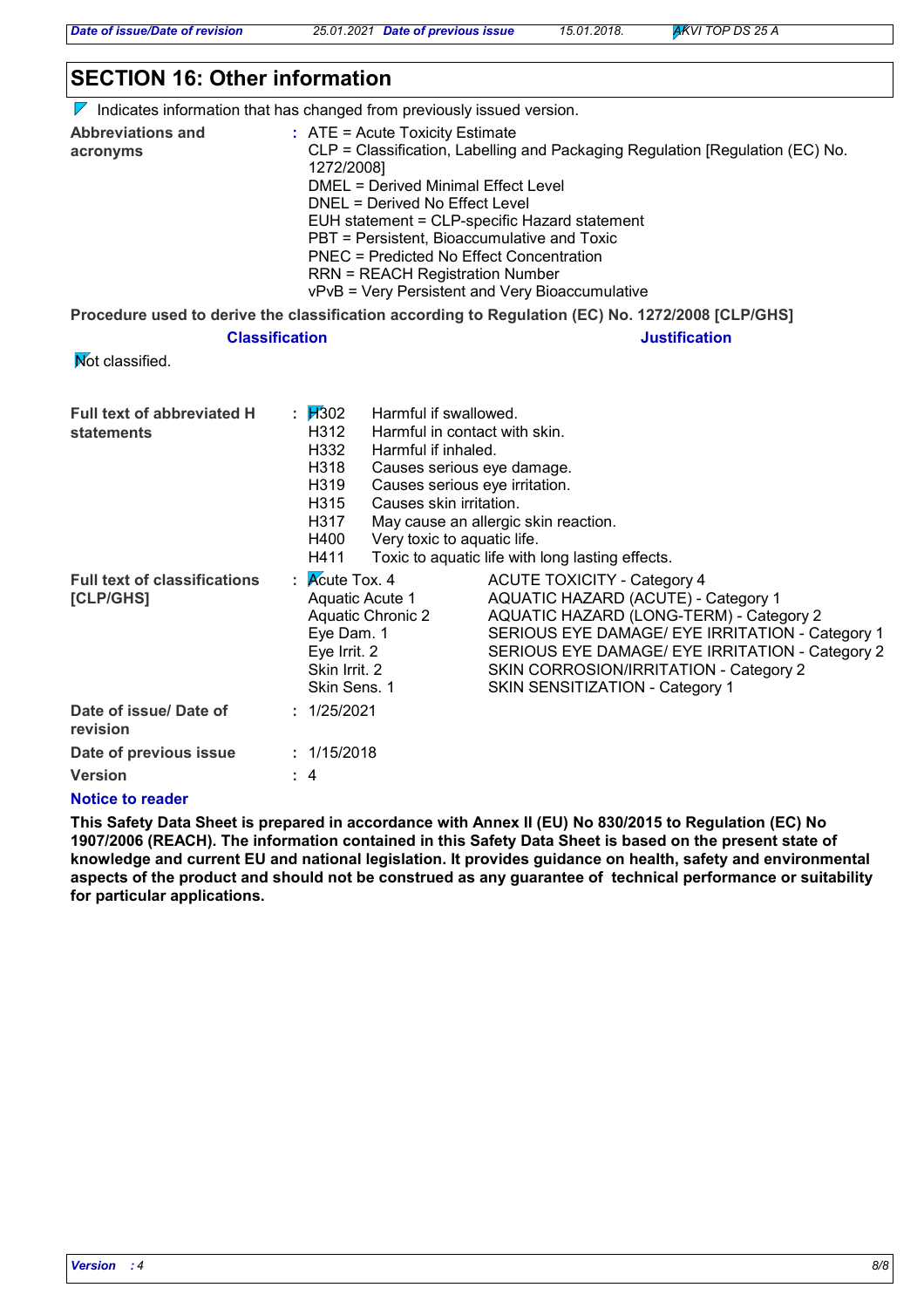## SECTION 16: Other information

Indicates information that has changed from previously issued version.

**Abbreviations and acronyms** : ATE = Acute Toxicity Estimate
CLP = Classification, Labelling and Packaging Regulation [Regulation (EC) No. 1272/2008]
DMEL = Derived Minimal Effect Level
DNEL = Derived No Effect Level
EUH statement = CLP-specific Hazard statement
PBT = Persistent, Bioaccumulative and Toxic
PNEC = Predicted No Effect Concentration
RRN = REACH Registration Number
vPvB = Very Persistent and Very Bioaccumulative

**Procedure used to derive the classification according to Regulation (EC) No. 1272/2008 [CLP/GHS]**

| Classification | Justification |
|---|---|
| Not classified. | |

**Full text of abbreviated H statements** :

| | |
|---|---|
| H302 | Harmful if swallowed. |
| H312 | Harmful in contact with skin. |
| H332 | Harmful if inhaled. |
| H318 | Causes serious eye damage. |
| H319 | Causes serious eye irritation. |
| H315 | Causes skin irritation. |
| H317 | May cause an allergic skin reaction. |
| H400 | Very toxic to aquatic life. |
| H411 | Toxic to aquatic life with long lasting effects. |

**Full text of classifications [CLP/GHS]** :

| | |
|---|---|
| Acute Tox. 4 | ACUTE TOXICITY - Category 4 |
| Aquatic Acute 1 | AQUATIC HAZARD (ACUTE) - Category 1 |
| Aquatic Chronic 2 | AQUATIC HAZARD (LONG-TERM) - Category 2 |
| Eye Dam. 1 | SERIOUS EYE DAMAGE/ EYE IRRITATION - Category 1 |
| Eye Irrit. 2 | SERIOUS EYE DAMAGE/ EYE IRRITATION - Category 2 |
| Skin Irrit. 2 | SKIN CORROSION/IRRITATION - Category 2 |
| Skin Sens. 1 | SKIN SENSITIZATION - Category 1 |

**Date of issue/ Date of revision** : 1/25/2021

**Date of previous issue** : 1/15/2018

**Version** : 4

**Notice to reader**

**This Safety Data Sheet is prepared in accordance with Annex II (EU) No 830/2015 to Regulation (EC) No 1907/2006 (REACH). The information contained in this Safety Data Sheet is based on the present state of knowledge and current EU and national legislation. It provides guidance on health, safety and environmental aspects of the product and should not be construed as any guarantee of technical performance or suitability for particular applications.**